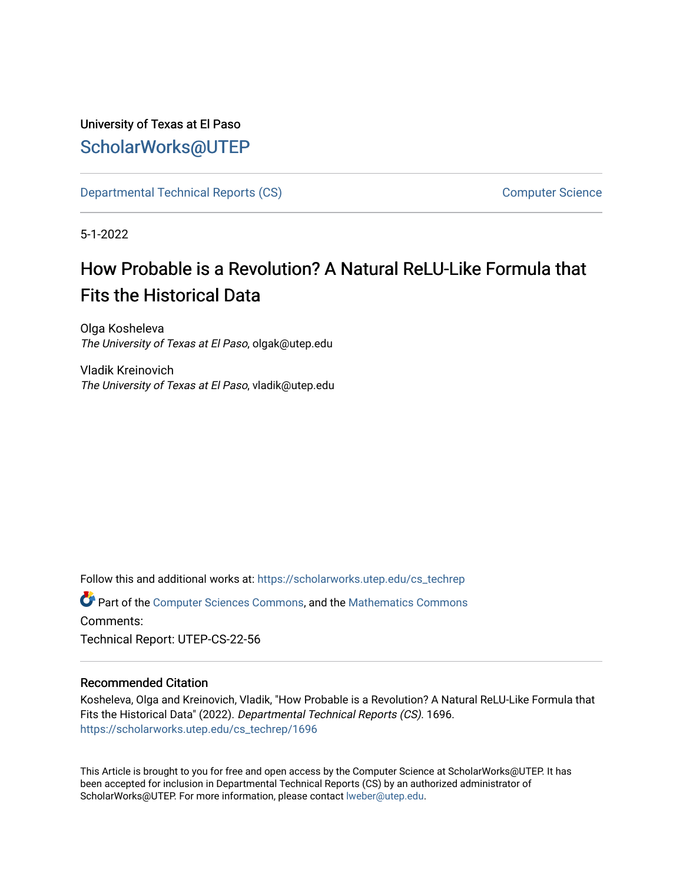University of Texas at El Paso

ScholarWorks@UTEP

Departmental Technical Reports (CS) Computer Science

5-1-2022

# How Probable is a Revolution? A Natural ReLU-Like Formula that Fits the Historical Data

Olga Kosheleva
*The University of Texas at El Paso*, olgak@utep.edu

Vladik Kreinovich
*The University of Texas at El Paso*, vladik@utep.edu

Follow this and additional works at: https://scholarworks.utep.edu/cs_techrep

Part of the Computer Sciences Commons, and the Mathematics Commons

Comments:

Technical Report: UTEP-CS-22-56

### Recommended Citation

Kosheleva, Olga and Kreinovich, Vladik, "How Probable is a Revolution? A Natural ReLU-Like Formula that Fits the Historical Data" (2022). *Departmental Technical Reports (CS)*. 1696.
https://scholarworks.utep.edu/cs_techrep/1696

This Article is brought to you for free and open access by the Computer Science at ScholarWorks@UTEP. It has been accepted for inclusion in Departmental Technical Reports (CS) by an authorized administrator of ScholarWorks@UTEP. For more information, please contact lweber@utep.edu.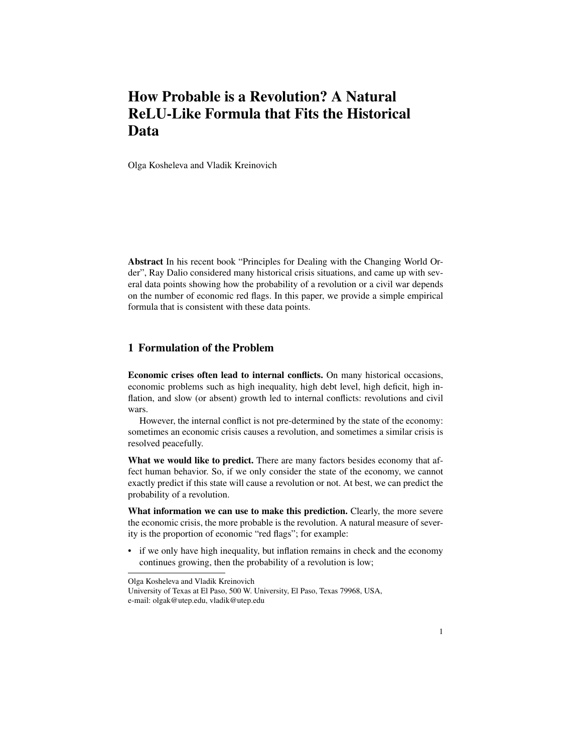# How Probable is a Revolution? A Natural ReLU-Like Formula that Fits the Historical Data

Olga Kosheleva and Vladik Kreinovich

**Abstract** In his recent book "Principles for Dealing with the Changing World Order", Ray Dalio considered many historical crisis situations, and came up with several data points showing how the probability of a revolution or a civil war depends on the number of economic red flags. In this paper, we provide a simple empirical formula that is consistent with these data points.

## 1 Formulation of the Problem

**Economic crises often lead to internal conflicts.** On many historical occasions, economic problems such as high inequality, high debt level, high deficit, high inflation, and slow (or absent) growth led to internal conflicts: revolutions and civil wars.

However, the internal conflict is not pre-determined by the state of the economy: sometimes an economic crisis causes a revolution, and sometimes a similar crisis is resolved peacefully.

**What we would like to predict.** There are many factors besides economy that affect human behavior. So, if we only consider the state of the economy, we cannot exactly predict if this state will cause a revolution or not. At best, we can predict the probability of a revolution.

**What information we can use to make this prediction.** Clearly, the more severe the economic crisis, the more probable is the revolution. A natural measure of severity is the proportion of economic "red flags"; for example:

- if we only have high inequality, but inflation remains in check and the economy continues growing, then the probability of a revolution is low;

Olga Kosheleva and Vladik Kreinovich
University of Texas at El Paso, 500 W. University, El Paso, Texas 79968, USA,
e-mail: olgak@utep.edu, vladik@utep.edu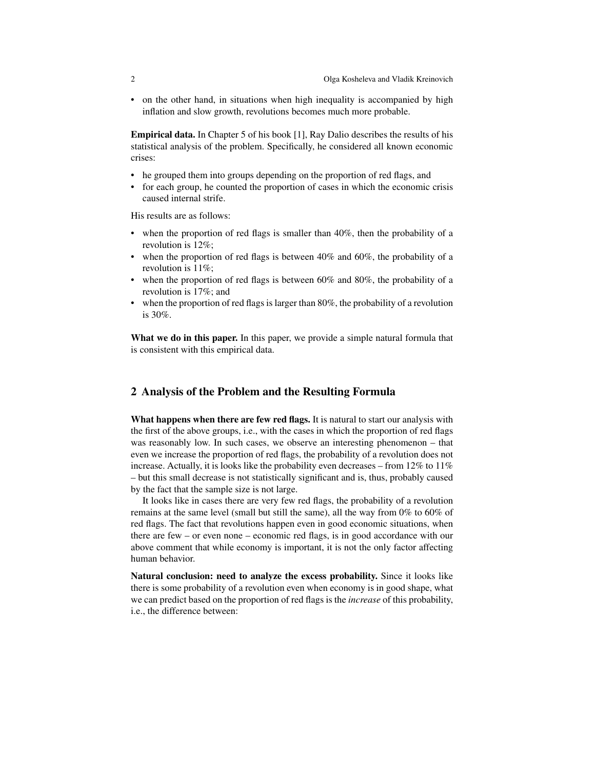- on the other hand, in situations when high inequality is accompanied by high inflation and slow growth, revolutions becomes much more probable.

**Empirical data.** In Chapter 5 of his book [1], Ray Dalio describes the results of his statistical analysis of the problem. Specifically, he considered all known economic crises:

- he grouped them into groups depending on the proportion of red flags, and
- for each group, he counted the proportion of cases in which the economic crisis caused internal strife.

His results are as follows:

- when the proportion of red flags is smaller than 40%, then the probability of a revolution is 12%;
- when the proportion of red flags is between 40% and 60%, the probability of a revolution is 11%;
- when the proportion of red flags is between 60% and 80%, the probability of a revolution is 17%; and
- when the proportion of red flags is larger than 80%, the probability of a revolution is 30%.

**What we do in this paper.** In this paper, we provide a simple natural formula that is consistent with this empirical data.

## 2 Analysis of the Problem and the Resulting Formula

**What happens when there are few red flags.** It is natural to start our analysis with the first of the above groups, i.e., with the cases in which the proportion of red flags was reasonably low. In such cases, we observe an interesting phenomenon – that even we increase the proportion of red flags, the probability of a revolution does not increase. Actually, it is looks like the probability even decreases – from 12% to 11% – but this small decrease is not statistically significant and is, thus, probably caused by the fact that the sample size is not large.

It looks like in cases there are very few red flags, the probability of a revolution remains at the same level (small but still the same), all the way from 0% to 60% of red flags. The fact that revolutions happen even in good economic situations, when there are few – or even none – economic red flags, is in good accordance with our above comment that while economy is important, it is not the only factor affecting human behavior.

**Natural conclusion: need to analyze the excess probability.** Since it looks like there is some probability of a revolution even when economy is in good shape, what we can predict based on the proportion of red flags is the *increase* of this probability, i.e., the difference between: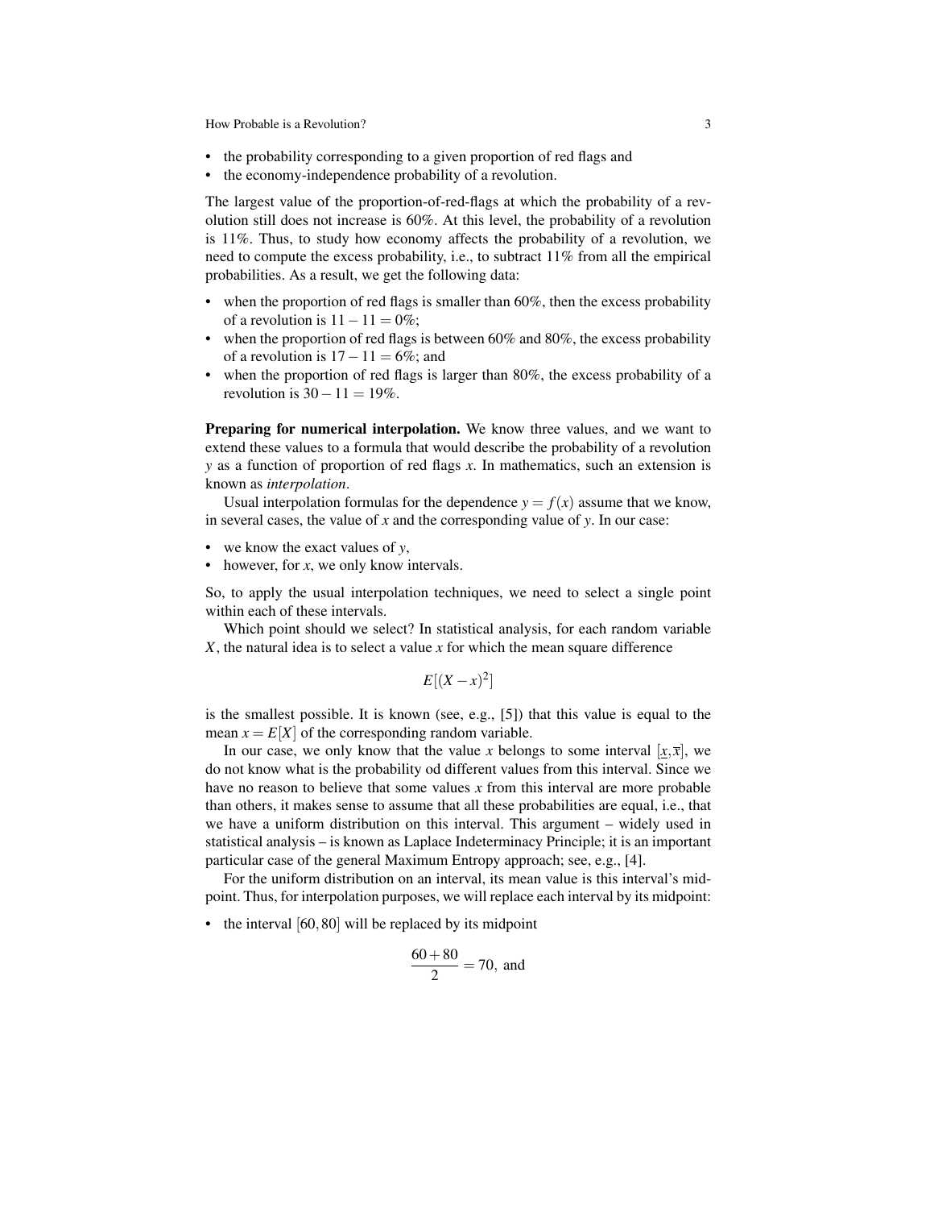- the probability corresponding to a given proportion of red flags and
- the economy-independence probability of a revolution.

The largest value of the proportion-of-red-flags at which the probability of a revolution still does not increase is 60%. At this level, the probability of a revolution is 11%. Thus, to study how economy affects the probability of a revolution, we need to compute the excess probability, i.e., to subtract 11% from all the empirical probabilities. As a result, we get the following data:

- when the proportion of red flags is smaller than 60%, then the excess probability of a revolution is $11 - 11 = 0\%$;
- when the proportion of red flags is between 60% and 80%, the excess probability of a revolution is $17 - 11 = 6\%$; and
- when the proportion of red flags is larger than 80%, the excess probability of a revolution is $30 - 11 = 19\%$.

**Preparing for numerical interpolation.** We know three values, and we want to extend these values to a formula that would describe the probability of a revolution $y$ as a function of proportion of red flags $x$. In mathematics, such an extension is known as *interpolation*.

Usual interpolation formulas for the dependence $y = f(x)$ assume that we know, in several cases, the value of $x$ and the corresponding value of $y$. In our case:

- we know the exact values of $y$,
- however, for $x$, we only know intervals.

So, to apply the usual interpolation techniques, we need to select a single point within each of these intervals.

Which point should we select? In statistical analysis, for each random variable $X$, the natural idea is to select a value $x$ for which the mean square difference

$$E[(X - x)^2]$$

is the smallest possible. It is known (see, e.g., [5]) that this value is equal to the mean $x = E[X]$ of the corresponding random variable.

In our case, we only know that the value $x$ belongs to some interval $[\underline{x}, \overline{x}]$, we do not know what is the probability od different values from this interval. Since we have no reason to believe that some values $x$ from this interval are more probable than others, it makes sense to assume that all these probabilities are equal, i.e., that we have a uniform distribution on this interval. This argument – widely used in statistical analysis – is known as Laplace Indeterminacy Principle; it is an important particular case of the general Maximum Entropy approach; see, e.g., [4].

For the uniform distribution on an interval, its mean value is this interval's midpoint. Thus, for interpolation purposes, we will replace each interval by its midpoint:

- the interval $[60, 80]$ will be replaced by its midpoint

$$\frac{60 + 80}{2} = 70, \text{ and}$$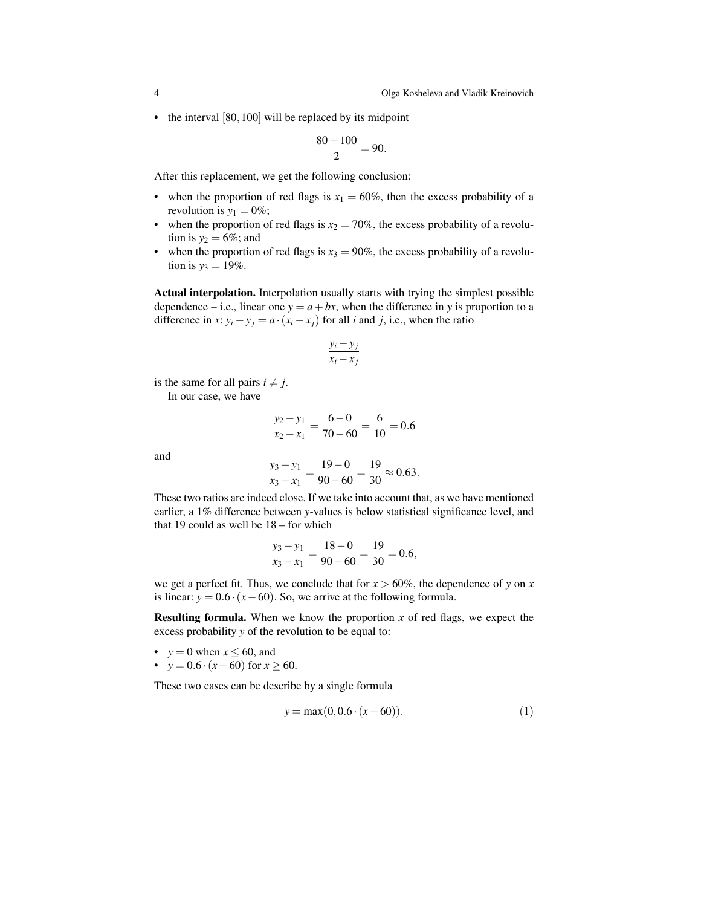- the interval $[80, 100]$ will be replaced by its midpoint

$$\frac{80+100}{2} = 90.$$

After this replacement, we get the following conclusion:

- when the proportion of red flags is $x_1 = 60\%$, then the excess probability of a revolution is $y_1 = 0\%$;
- when the proportion of red flags is $x_2 = 70\%$, the excess probability of a revolution is $y_2 = 6\%$; and
- when the proportion of red flags is $x_3 = 90\%$, the excess probability of a revolution is $y_3 = 19\%$.

**Actual interpolation.** Interpolation usually starts with trying the simplest possible dependence – i.e., linear one $y = a + bx$, when the difference in $y$ is proportion to a difference in $x$: $y_i - y_j = a \cdot (x_i - x_j)$ for all $i$ and $j$, i.e., when the ratio

$$\frac{y_i - y_j}{x_i - x_j}$$

is the same for all pairs $i \neq j$.

In our case, we have

$$\frac{y_2 - y_1}{x_2 - x_1} = \frac{6-0}{70-60} = \frac{6}{10} = 0.6$$

and

$$\frac{y_3 - y_1}{x_3 - x_1} = \frac{19-0}{90-60} = \frac{19}{30} \approx 0.63.$$

These two ratios are indeed close. If we take into account that, as we have mentioned earlier, a 1% difference between $y$-values is below statistical significance level, and that 19 could as well be 18 – for which

$$\frac{y_3 - y_1}{x_3 - x_1} = \frac{18-0}{90-60} = \frac{19}{30} = 0.6,$$

we get a perfect fit. Thus, we conclude that for $x > 60\%$, the dependence of $y$ on $x$ is linear: $y = 0.6 \cdot (x - 60)$. So, we arrive at the following formula.

**Resulting formula.** When we know the proportion $x$ of red flags, we expect the excess probability $y$ of the revolution to be equal to:

- $y = 0$ when $x \leq 60$, and
- $y = 0.6 \cdot (x - 60)$ for $x \geq 60$.

These two cases can be describe by a single formula

$$y = \max(0, 0.6 \cdot (x - 60)). \tag{1}$$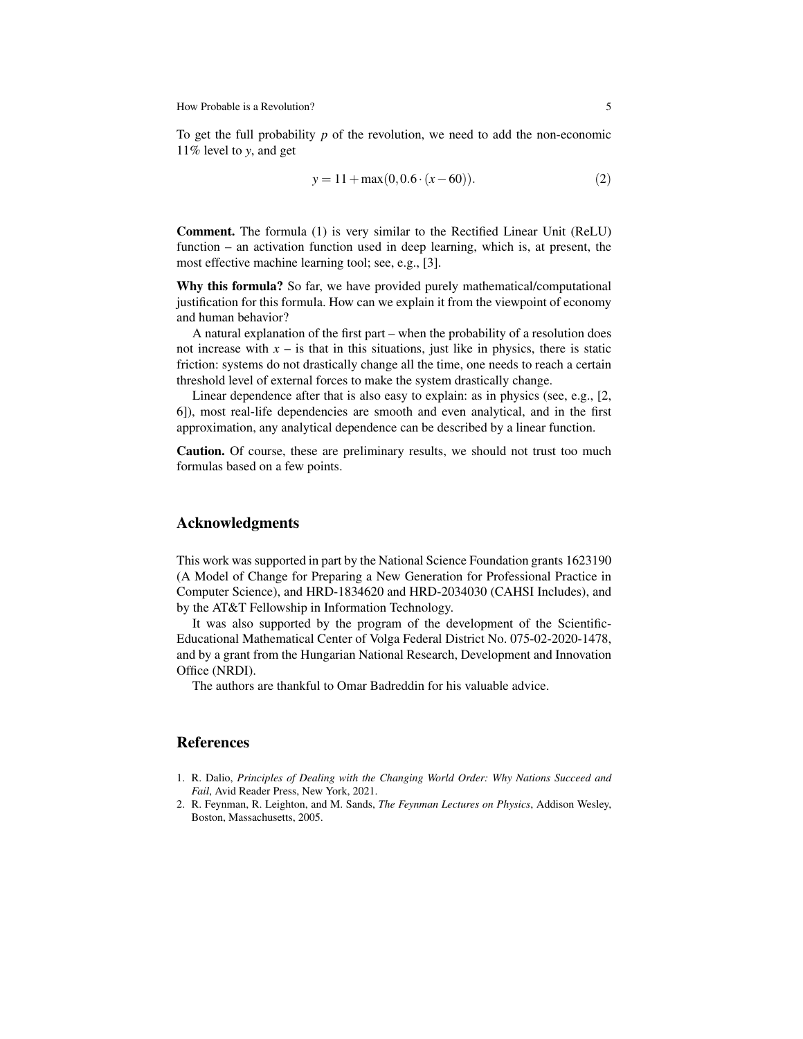To get the full probability $p$ of the revolution, we need to add the non-economic 11% level to $y$, and get

$$y = 11 + \max(0, 0.6 \cdot (x - 60)). \tag{2}$$

**Comment.** The formula (1) is very similar to the Rectified Linear Unit (ReLU) function – an activation function used in deep learning, which is, at present, the most effective machine learning tool; see, e.g., [3].

**Why this formula?** So far, we have provided purely mathematical/computational justification for this formula. How can we explain it from the viewpoint of economy and human behavior?

A natural explanation of the first part – when the probability of a resolution does not increase with $x$ – is that in this situations, just like in physics, there is static friction: systems do not drastically change all the time, one needs to reach a certain threshold level of external forces to make the system drastically change.

Linear dependence after that is also easy to explain: as in physics (see, e.g., [2, 6]), most real-life dependencies are smooth and even analytical, and in the first approximation, any analytical dependence can be described by a linear function.

**Caution.** Of course, these are preliminary results, we should not trust too much formulas based on a few points.

## Acknowledgments

This work was supported in part by the National Science Foundation grants 1623190 (A Model of Change for Preparing a New Generation for Professional Practice in Computer Science), and HRD-1834620 and HRD-2034030 (CAHSI Includes), and by the AT&T Fellowship in Information Technology.

It was also supported by the program of the development of the Scientific-Educational Mathematical Center of Volga Federal District No. 075-02-2020-1478, and by a grant from the Hungarian National Research, Development and Innovation Office (NRDI).

The authors are thankful to Omar Badreddin for his valuable advice.

## References

1. R. Dalio, *Principles of Dealing with the Changing World Order: Why Nations Succeed and Fail*, Avid Reader Press, New York, 2021.
2. R. Feynman, R. Leighton, and M. Sands, *The Feynman Lectures on Physics*, Addison Wesley, Boston, Massachusetts, 2005.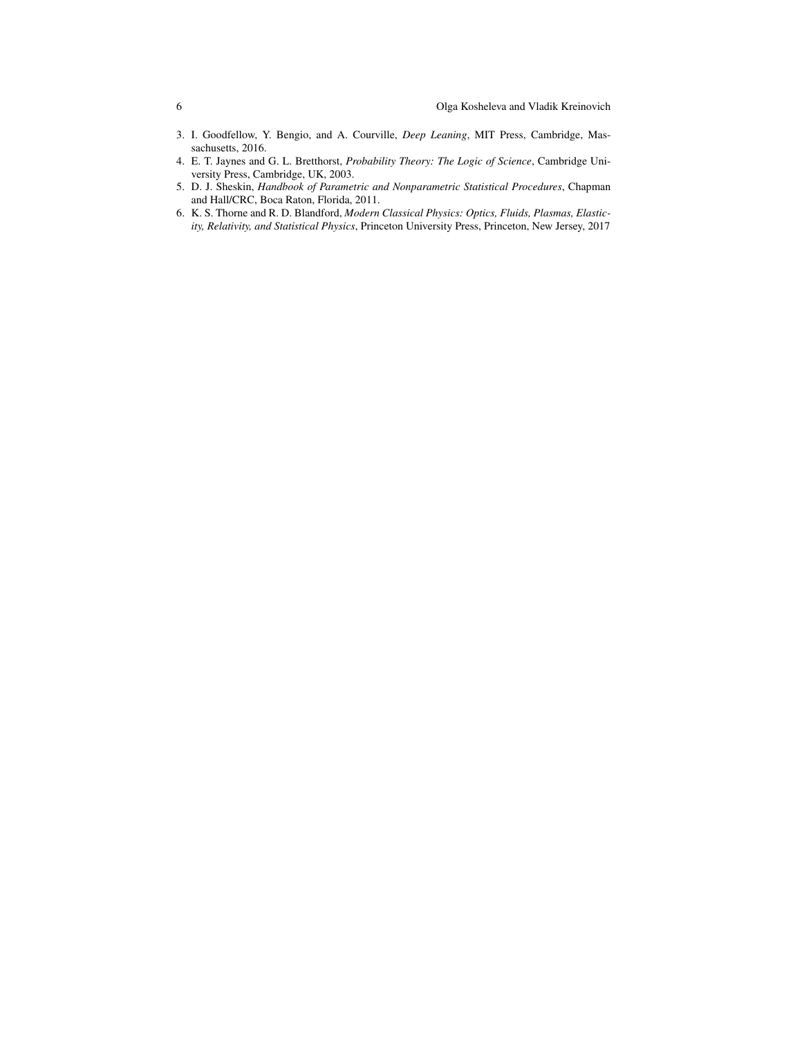3. I. Goodfellow, Y. Bengio, and A. Courville, *Deep Leaning*, MIT Press, Cambridge, Massachusetts, 2016.
4. E. T. Jaynes and G. L. Bretthorst, *Probability Theory: The Logic of Science*, Cambridge University Press, Cambridge, UK, 2003.
5. D. J. Sheskin, *Handbook of Parametric and Nonparametric Statistical Procedures*, Chapman and Hall/CRC, Boca Raton, Florida, 2011.
6. K. S. Thorne and R. D. Blandford, *Modern Classical Physics: Optics, Fluids, Plasmas, Elasticity, Relativity, and Statistical Physics*, Princeton University Press, Princeton, New Jersey, 2017